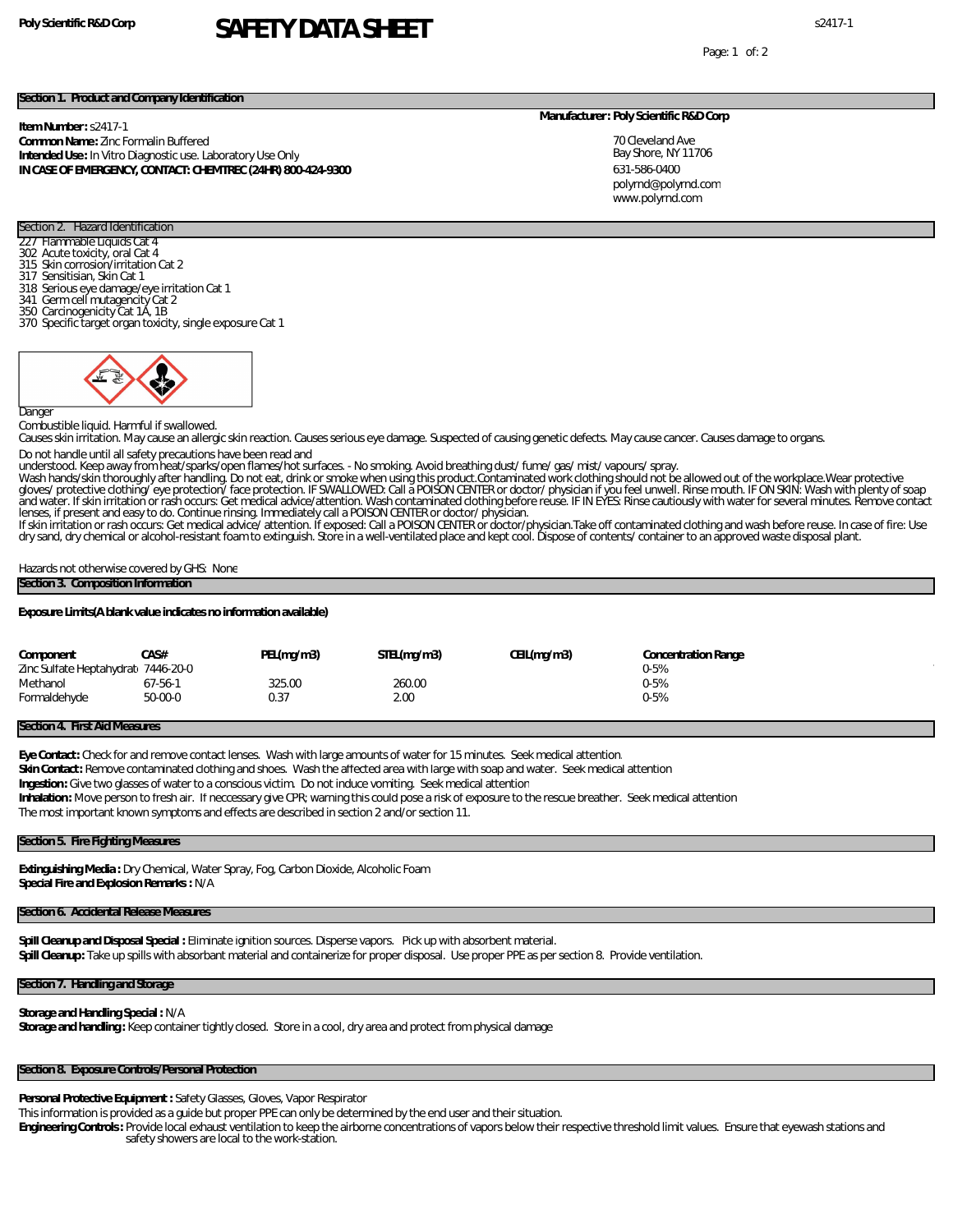Poly Scientific R&D Corp

# SAFETY DATA SHEET

s2417-1

## Section 1. Product and Company Identification

**Item Number:** s2417-1
**Common Name:** Zinc Formalin Buffered
**Intended Use:** In Vitro Diagnostic use. Laboratory Use Only
**IN CASE OF EMERGENCY, CONTACT: CHEMTREC (24HR) 800-424-9300**

**Manufacturer: Poly Scientific R&D Corp**

70 Cleveland Ave
Bay Shore, NY 11706
631-586-0400
polyrnd@polyrnd.com
www.polyrnd.com

## Section 2. Hazard Identification

227 Flammable Liquids Cat 4
302 Acute toxicity, oral Cat 4
315 Skin corrosion/irritation Cat 2
317 Sensitisian, Skin Cat 1
318 Serious eye damage/eye irritation Cat 1
341 Germ cell mutagencity Cat 2
350 Carcinogenicity Cat 1A, 1B
370 Specific target organ toxicity, single exposure Cat 1

Danger

Combustible liquid. Harmful if swallowed.
Causes skin irritation. May cause an allergic skin reaction. Causes serious eye damage. Suspected of causing genetic defects. May cause cancer. Causes damage to organs.

Do not handle until all safety precautions have been read and understood. Keep away from heat/sparks/open flames/hot surfaces. - No smoking. Avoid breathing dust/ fume/ gas/ mist/ vapours/ spray.
Wash hands/skin thoroughly after handling. Do not eat, drink or smoke when using this product.Contaminated work clothing should not be allowed out of the workplace.Wear protective gloves/ protective clothing/ eye protection/ face protection. IF SWALLOWED: Call a POISON CENTER or doctor/ physician if you feel unwell. Rinse mouth. IF ON SKIN: Wash with plenty of soap and water. If skin irritation or rash occurs: Get medical advice/attention. Wash contaminated clothing before reuse. IF IN EYES: Rinse cautiously with water for several minutes. Remove contact lenses, if present and easy to do. Continue rinsing. Immediately call a POISON CENTER or doctor/ physician.
If skin irritation or rash occurs: Get medical advice/ attention. If exposed: Call a POISON CENTER or doctor/physician.Take off contaminated clothing and wash before reuse. In case of fire: Use dry sand, dry chemical or alcohol-resistant foam to extinguish. Store in a well-ventilated place and kept cool. Dispose of contents/ container to an approved waste disposal plant.

Hazards not otherwise covered by GHS: None

## Section 3. Composition Information

**Exposure Limits(A blank value indicates no information available)**

| Component | CAS# | PEL(mg/m3) | STEL(mg/m3) | CEIL(mg/m3) | Concentration Range |
|---|---|---|---|---|---|
| Zinc Sulfate Heptahydrat | 7446-20-0 | | | | 0-5% |
| Methanol | 67-56-1 | 325.00 | 260.00 | | 0-5% |
| Formaldehyde | 50-00-0 | 0.37 | 2.00 | | 0-5% |

## Section 4. First Aid Measures

**Eye Contact:** Check for and remove contact lenses. Wash with large amounts of water for 15 minutes. Seek medical attention.
**Skin Contact:** Remove contaminated clothing and shoes. Wash the affected area with large with soap and water. Seek medical attention
**Ingestion:** Give two glasses of water to a conscious victim. Do not induce vomiting. Seek medical attention
**Inhalation:** Move person to fresh air. If neccessary give CPR; warning this could pose a risk of exposure to the rescue breather. Seek medical attention
The most important known symptoms and effects are described in section 2 and/or section 11.

## Section 5. Fire Fighting Measures

**Extinguishing Media :** Dry Chemical, Water Spray, Fog, Carbon Dioxide, Alcoholic Foam
**Special Fire and Explosion Remarks :** N/A

## Section 6. Accidental Release Measures

**Spill Cleanup and Disposal Special :** Eliminate ignition sources. Disperse vapors. Pick up with absorbent material.
**Spill Cleanup:** Take up spills with absorbant material and containerize for proper disposal. Use proper PPE as per section 8. Provide ventilation.

## Section 7. Handling and Storage

**Storage and Handling Special :** N/A
**Storage and handling :** Keep container tightly closed. Store in a cool, dry area and protect from physical damage

## Section 8. Exposure Controls/Personal Protection

**Personal Protective Equipment :** Safety Glasses, Gloves, Vapor Respirator
This information is provided as a guide but proper PPE can only be determined by the end user and their situation.
**Engineering Controls :** Provide local exhaust ventilation to keep the airborne concentrations of vapors below their respective threshold limit values. Ensure that eyewash stations and safety showers are local to the work-station.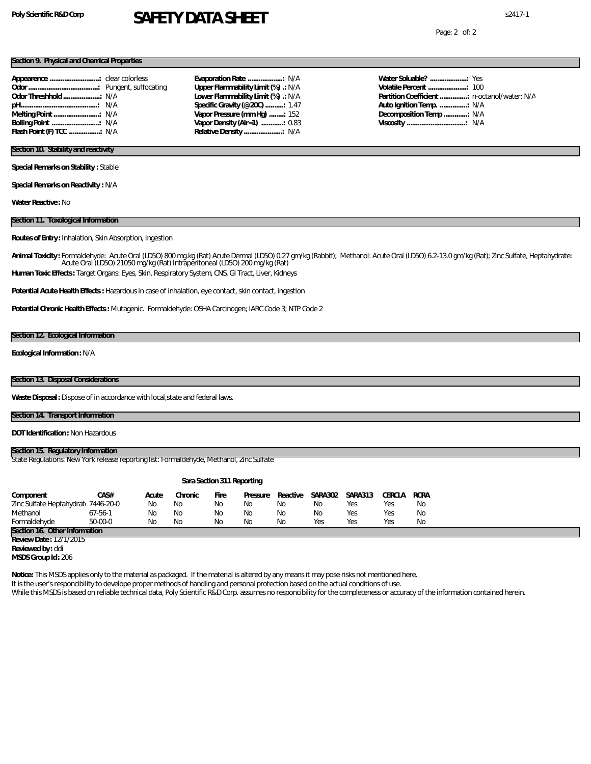## Section 9. Physical and Chemical Properties

**Appearence ..........................:** clear colorless
**Odor.......................................:** Pungent, suffocating
**Odor Threshhold ....................:** N/A
**pH...........................................:** N/A
**Melting Point ..........................:** N/A
**Boiling Point ...........................:** N/A
**Flash Point (F) TCC .................:** N/A

**Evaporation Rate ...................:** N/A
**Upper Flammability Limit (%) .:** N/A
**Lower Flammability Limit (%) .:** N/A
**Specific Gravity (@20C) ..........:** 1.47
**Vapor Pressure (mm Hg) ........:** 152
**Vapor Density (Air=1) ............:** 0.83
**Relative Density .....................:** N/A

**Water Soluable? ....................:** Yes
**Volatile Percent .....................:** 100
**Partition Coefficient ...............:** n-octanol/water: N/A
**Auto Ignition Temp. ...............:** N/A
**Decomposition Temp .............:** N/A
**Viscosity ................................:** N/A

## Section 10. Stability and reactivity

**Special Remarks on Stability :** Stable

**Special Remarks on Reactivity :** N/A

**Water Reactive :** No

## Section 11. Toxological Information

**Routes of Entry :** Inhalation, Skin Absorption, Ingestion

**Animal Toxicity :** Formaldehyde: Acute Oral (LD5O) 800 mg.kg (Rat) Acute Dermal (LD5O) 0.27 gm/kg (Rabbit); Methanol: Acute Oral (LD5O) 6.2-13.0 gm/kg (Rat); Zinc Sulfate, Heptahydrate: Acute Oral (LD5O) 21050 mg/kg (Rat) Intraperitoneal (LD5O) 200 mg/kg (Rat)

**Human Toxic Effects :** Target Organs: Eyes, Skin, Respiratory System, CNS, GI Tract, Liver, Kidneys

**Potential Acute Health Effects :** Hazardous in case of inhalation, eye contact, skin contact, ingestion

**Potential Chronic Health Effects :** Mutagenic. Formaldehyde: OSHA Carcinogen; IARC Code 3; NTP Code 2

## Section 12. Ecological Information

**Ecological Information :** N/A

## Section 13. Disposal Considerations

**Waste Disposal :** Dispose of in accordance with local,state and federal laws.

## Section 14. Transport Information

**DOT Identification :** Non Hazardous

## Section 15. Regulatory Information

State Regulations: New York release reporting list: Formaldehyde, Methanol, Zinc Sulfate

**Sara Section 311 Reporting**

| Component | CAS# | Acute | Chronic | Fire | Pressure | Reactive | SARA302 | SARA313 | CERCLA | RCRA |
|---|---|---|---|---|---|---|---|---|---|---|
| Zinc Sulfate Heptahydrat | 7446-20-0 | No | No | No | No | No | No | Yes | Yes | No |
| Methanol | 67-56-1 | No | No | No | No | No | No | Yes | Yes | No |
| Formaldehyde | 50-00-0 | No | No | No | No | No | Yes | Yes | Yes | No |

## Section 16. Other Information

**Review Date :** 12/1/2015
**Reviewed by :** ddi
**MSDS Group Id :** 206

**Notice:** This MSDS applies only to the material as packaged. If the material is altered by any means it may pose risks not mentioned here.
It is the user's responcibility to develope proper methods of handling and personal protection based on the actual conditions of use.
While this MSDS is based on reliable technical data, Poly Scientific R&D Corp. assumes no responcibility for the completeness or accuracy of the information contained herein.